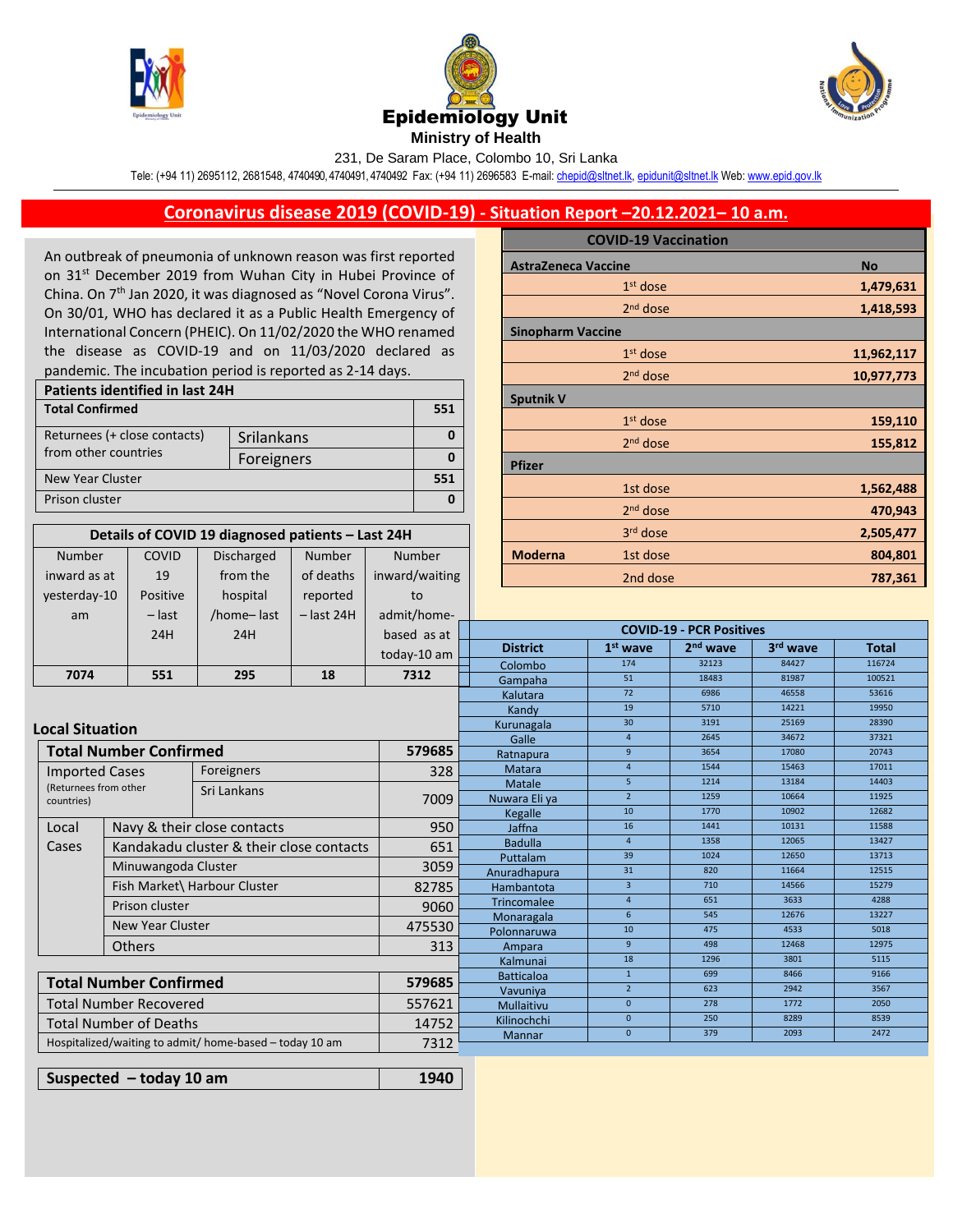# Epidemiology Unit

**Ministry of Health**

231, De Saram Place, Colombo 10, Sri Lanka

Tele: (+94 11) 2695112, 2681548, 4740490, 4740491, 4740492 Fax: (+94 11) 2696583 E-mail: chepid@sltnet.lk, epidunit@sltnet.lk Web: www.epid.gov.lk

## Coronavirus disease 2019 (COVID-19) - Situation Report –20.12.2021– 10 a.m.

An outbreak of pneumonia of unknown reason was first reported on 31st December 2019 from Wuhan City in Hubei Province of China. On 7th Jan 2020, it was diagnosed as "Novel Corona Virus". On 30/01, WHO has declared it as a Public Health Emergency of International Concern (PHEIC). On 11/02/2020 the WHO renamed the disease as COVID-19 and on 11/03/2020 declared as pandemic. The incubation period is reported as 2-14 days.

| Patients identified in last 24H | | |
|---|---|---|
| **Total Confirmed** | | **551** |
| Returnees (+ close contacts) from other countries | Srilankans | 0 |
| | Foreigners | 0 |
| New Year Cluster | | 551 |
| Prison cluster | | 0 |

| Details of COVID 19 diagnosed patients – Last 24H | | | | |
|---|---|---|---|---|
| Number inward as at yesterday-10 am | COVID 19 Positive – last 24H | Discharged from the hospital /home– last 24H | Number of deaths reported – last 24H | Number inward/waiting to admit/home-based as at today-10 am |
| **7074** | **551** | **295** | **18** | **7312** |

### Local Situation

| **Total Number Confirmed** | | **579685** |
|---|---|---|
| Imported Cases (Returnees from other countries) | Foreigners | 328 |
| | Sri Lankans | 7009 |
| Local Cases | Navy & their close contacts | 950 |
| | Kandakadu cluster & their close contacts | 651 |
| | Minuwangoda Cluster | 3059 |
| | Fish Market\ Harbour Cluster | 82785 |
| | Prison cluster | 9060 |
| | New Year Cluster | 475530 |
| | Others | 313 |

| **Total Number Confirmed** | **579685** |
|---|---|
| Total Number Recovered | 557621 |
| Total Number of Deaths | 14752 |
| Hospitalized/waiting to admit/ home-based – today 10 am | 7312 |

| **Suspected – today 10 am** | **1940** |
|---|---|

| COVID-19 Vaccination | | |
|---|---|---|
| **AstraZeneca Vaccine** | | **No** |
| | 1st dose | **1,479,631** |
| | 2nd dose | **1,418,593** |
| **Sinopharm Vaccine** | | |
| | 1st dose | **11,962,117** |
| | 2nd dose | **10,977,773** |
| **Sputnik V** | | |
| | 1st dose | **159,110** |
| | 2nd dose | **155,812** |
| **Pfizer** | | |
| | 1st dose | **1,562,488** |
| | 2nd dose | **470,943** |
| | 3rd dose | **2,505,477** |
| **Moderna** | 1st dose | **804,801** |
| | 2nd dose | **787,361** |

| COVID-19 - PCR Positives | | | | |
|---|---|---|---|---|
| **District** | **1st wave** | **2nd wave** | **3rd wave** | **Total** |
| Colombo | 174 | 32123 | 84427 | 116724 |
| Gampaha | 51 | 18483 | 81987 | 100521 |
| Kalutara | 72 | 6986 | 46558 | 53616 |
| Kandy | 19 | 5710 | 14221 | 19950 |
| Kurunagala | 30 | 3191 | 25169 | 28390 |
| Galle | 4 | 2645 | 34672 | 37321 |
| Ratnapura | 9 | 3654 | 17080 | 20743 |
| Matara | 4 | 1544 | 15463 | 17011 |
| Matale | 5 | 1214 | 13184 | 14403 |
| Nuwara Eli ya | 2 | 1259 | 10664 | 11925 |
| Kegalle | 10 | 1770 | 10902 | 12682 |
| Jaffna | 16 | 1441 | 10131 | 11588 |
| Badulla | 4 | 1358 | 12065 | 13427 |
| Puttalam | 39 | 1024 | 12650 | 13713 |
| Anuradhapura | 31 | 820 | 11664 | 12515 |
| Hambantota | 3 | 710 | 14566 | 15279 |
| Trincomalee | 4 | 651 | 3633 | 4288 |
| Monaragala | 6 | 545 | 12676 | 13227 |
| Polonnaruwa | 10 | 475 | 4533 | 5018 |
| Ampara | 9 | 498 | 12468 | 12975 |
| Kalmunai | 18 | 1296 | 3801 | 5115 |
| Batticaloa | 1 | 699 | 8466 | 9166 |
| Vavuniya | 2 | 623 | 2942 | 3567 |
| Mullaitivu | 0 | 278 | 1772 | 2050 |
| Kilinochchi | 0 | 250 | 8289 | 8539 |
| Mannar | 0 | 379 | 2093 | 2472 |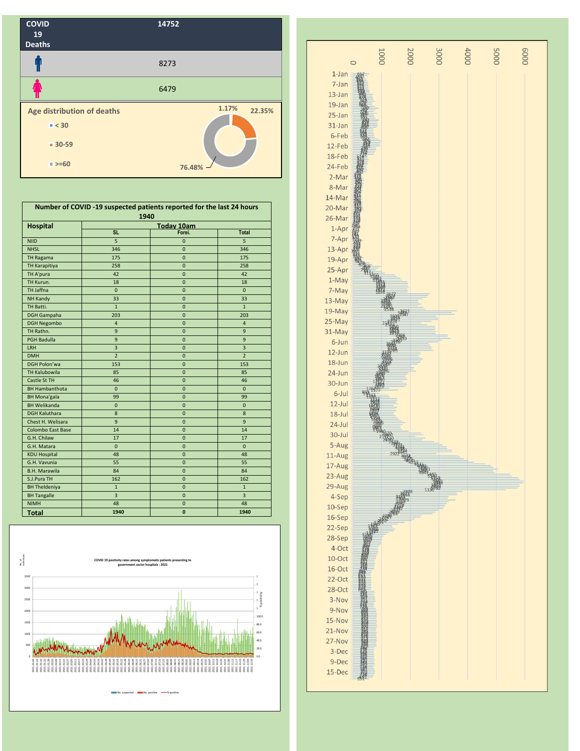| COVID 19 Deaths | 14752 |
|---|---|
| Male | 8273 |
| Female | 6479 |

**Age distribution of deaths**

- < 30
- 30-59
- >=60

1.17%
22.35%
76.48%

| Number of COVID -19 suspected patients reported for the last 24 hours 1940 | | | |
|---|---|---|---|
| Hospital | Today 10am | | |
| | SL | Forei. | Total |
| NIID | 5 | 0 | 5 |
| NHSL | 346 | 0 | 346 |
| TH Ragama | 175 | 0 | 175 |
| TH Karapitiya | 258 | 0 | 258 |
| TH A'pura | 42 | 0 | 42 |
| TH Kurun. | 18 | 0 | 18 |
| TH Jaffna | 0 | 0 | 0 |
| NH Kandy | 33 | 0 | 33 |
| TH Batti. | 1 | 0 | 1 |
| DGH Gampaha | 203 | 0 | 203 |
| DGH Negombo | 4 | 0 | 4 |
| TH Rathn. | 9 | 0 | 9 |
| PGH Badulla | 9 | 0 | 9 |
| LRH | 3 | 0 | 3 |
| DMH | 2 | 0 | 2 |
| DGH Polon'wa | 153 | 0 | 153 |
| TH Kalubowila | 85 | 0 | 85 |
| Castle St TH | 46 | 0 | 46 |
| BH Hambanthota | 0 | 0 | 0 |
| BH Mona'gala | 99 | 0 | 99 |
| BH Welikanda | 0 | 0 | 0 |
| DGH Kaluthara | 8 | 0 | 8 |
| Chest H. Welisara | 9 | 0 | 9 |
| Colombo East Base | 14 | 0 | 14 |
| G.H. Chilaw | 17 | 0 | 17 |
| G.H. Matara | 0 | 0 | 0 |
| KDU Hospital | 48 | 0 | 48 |
| G.H. Vavunia | 55 | 0 | 55 |
| B.H. Marawila | 84 | 0 | 84 |
| S.J.Pura TH | 162 | 0 | 162 |
| BH Theldeniya | 1 | 0 | 1 |
| BH Tangalle | 3 | 0 | 3 |
| NIMH | 48 | 0 | 48 |
| **Total** | 1940 | 0 | 1940 |

COVID 19 positivity rates among symptomatic patients presenting to government sector hospitals : 2021

No. of individuals

% positivity

No. suspected
No. positive
% positive

0
1000
2000
3000
4000
5000
6000

1-Jan
7-Jan
13-Jan
19-Jan
25-Jan
31-Jan
6-Feb
12-Feb
18-Feb
24-Feb
2-Mar
8-Mar
14-Mar
20-Mar
26-Mar
1-Apr
7-Apr
13-Apr
19-Apr
25-Apr
1-May
7-May
13-May
19-May
25-May
31-May
6-Jun
12-Jun
18-Jun
24-Jun
30-Jun
6-Jul
12-Jul
18-Jul
24-Jul
30-Jul
5-Aug
11-Aug
17-Aug
23-Aug
29-Aug
4-Sep
10-Sep
16-Sep
22-Sep
28-Sep
4-Oct
10-Oct
16-Oct
22-Oct
28-Oct
3-Nov
9-Nov
15-Nov
21-Nov
27-Nov
3-Dec
9-Dec
15-Dec